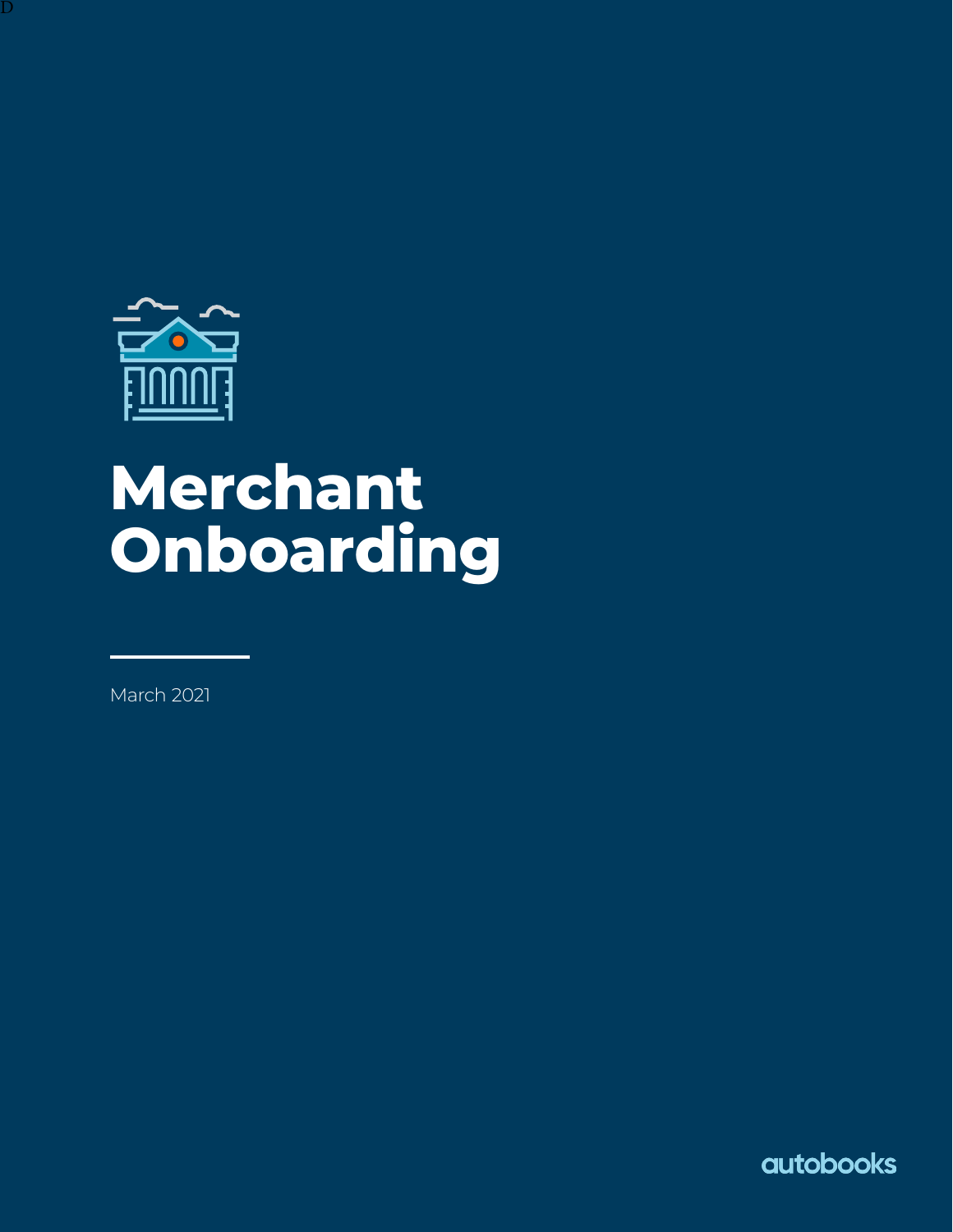# Merchant Onboarding

March 2021

autobooks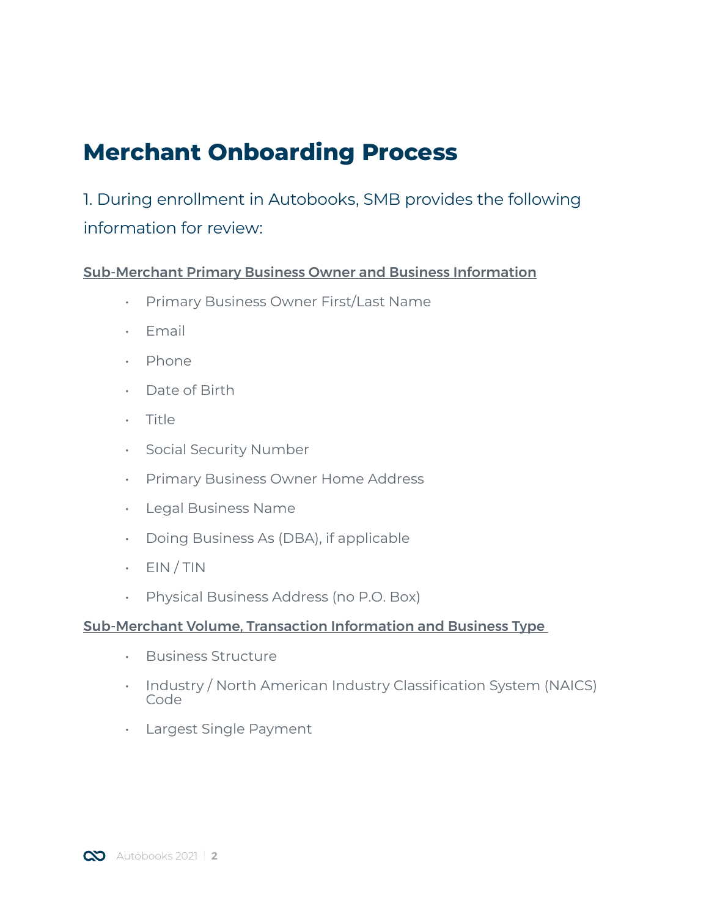# Merchant Onboarding Process

1. During enrollment in Autobooks, SMB provides the following information for review:

**Sub-Merchant Primary Business Owner and Business Information**

- Primary Business Owner First/Last Name
- Email
- Phone
- Date of Birth
- Title
- Social Security Number
- Primary Business Owner Home Address
- Legal Business Name
- Doing Business As (DBA), if applicable
- EIN / TIN
- Physical Business Address (no P.O. Box)

**Sub-Merchant Volume, Transaction Information and Business Type**

- Business Structure
- Industry / North American Industry Classification System (NAICS) Code
- Largest Single Payment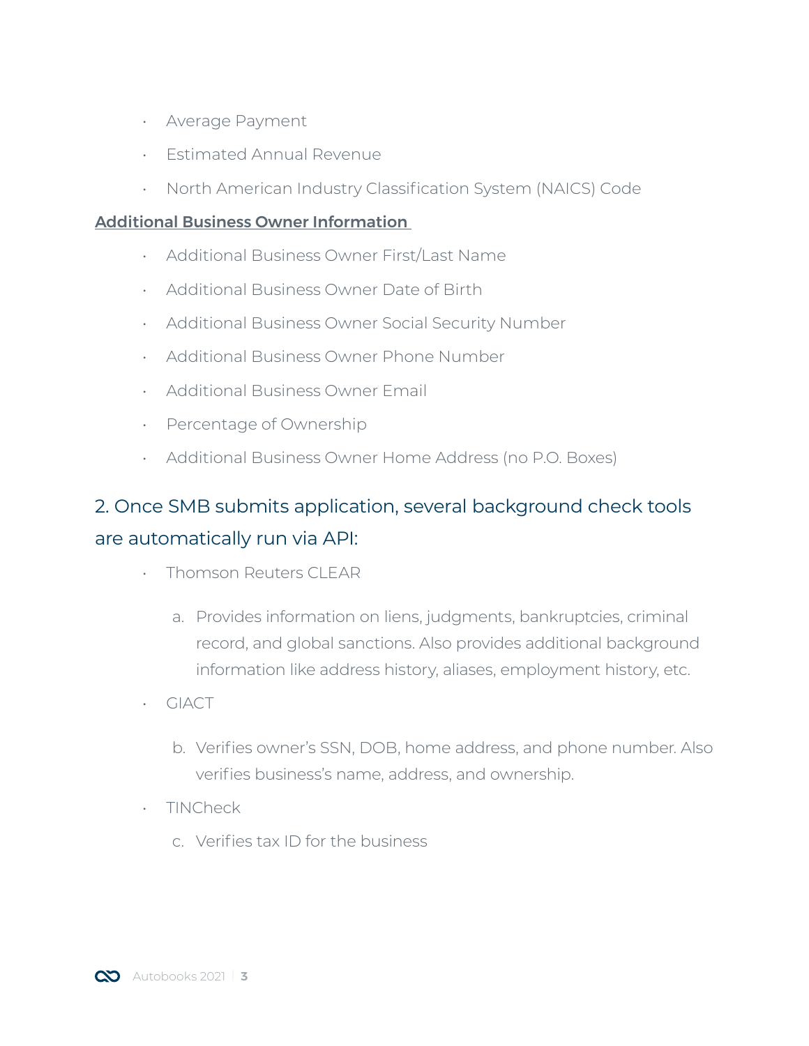- Average Payment
- Estimated Annual Revenue
- North American Industry Classification System (NAICS) Code

**Additional Business Owner Information**

- Additional Business Owner First/Last Name
- Additional Business Owner Date of Birth
- Additional Business Owner Social Security Number
- Additional Business Owner Phone Number
- Additional Business Owner Email
- Percentage of Ownership
- Additional Business Owner Home Address (no P.O. Boxes)

## 2. Once SMB submits application, several background check tools are automatically run via API:

- Thomson Reuters CLEAR
    a. Provides information on liens, judgments, bankruptcies, criminal record, and global sanctions. Also provides additional background information like address history, aliases, employment history, etc.
- GIACT
    b. Verifies owner's SSN, DOB, home address, and phone number. Also verifies business's name, address, and ownership.
- TINCheck
    c. Verifies tax ID for the business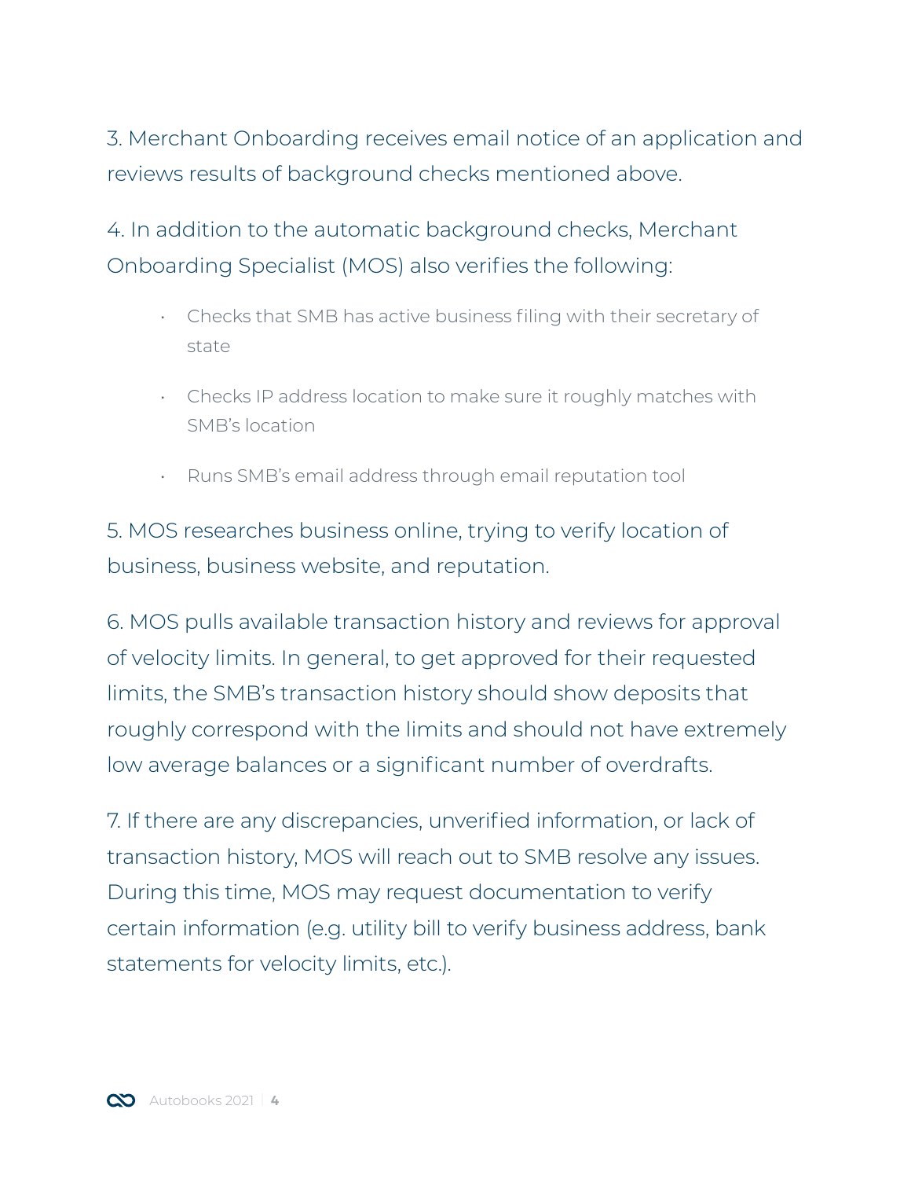3. Merchant Onboarding receives email notice of an application and reviews results of background checks mentioned above.

4. In addition to the automatic background checks, Merchant Onboarding Specialist (MOS) also verifies the following:

- Checks that SMB has active business filing with their secretary of state
- Checks IP address location to make sure it roughly matches with SMB's location
- Runs SMB's email address through email reputation tool

5. MOS researches business online, trying to verify location of business, business website, and reputation.

6. MOS pulls available transaction history and reviews for approval of velocity limits. In general, to get approved for their requested limits, the SMB's transaction history should show deposits that roughly correspond with the limits and should not have extremely low average balances or a significant number of overdrafts.

7. If there are any discrepancies, unverified information, or lack of transaction history, MOS will reach out to SMB resolve any issues. During this time, MOS may request documentation to verify certain information (e.g. utility bill to verify business address, bank statements for velocity limits, etc.).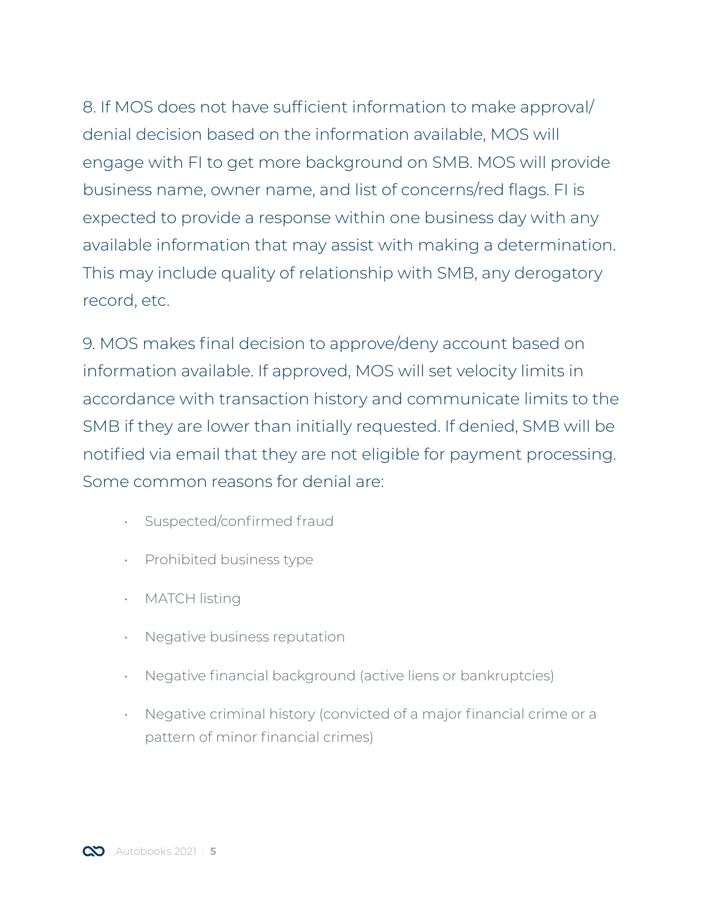8. If MOS does not have sufficient information to make approval/denial decision based on the information available, MOS will engage with FI to get more background on SMB. MOS will provide business name, owner name, and list of concerns/red flags. FI is expected to provide a response within one business day with any available information that may assist with making a determination. This may include quality of relationship with SMB, any derogatory record, etc.

9. MOS makes final decision to approve/deny account based on information available. If approved, MOS will set velocity limits in accordance with transaction history and communicate limits to the SMB if they are lower than initially requested. If denied, SMB will be notified via email that they are not eligible for payment processing. Some common reasons for denial are:

- Suspected/confirmed fraud
- Prohibited business type
- MATCH listing
- Negative business reputation
- Negative financial background (active liens or bankruptcies)
- Negative criminal history (convicted of a major financial crime or a pattern of minor financial crimes)